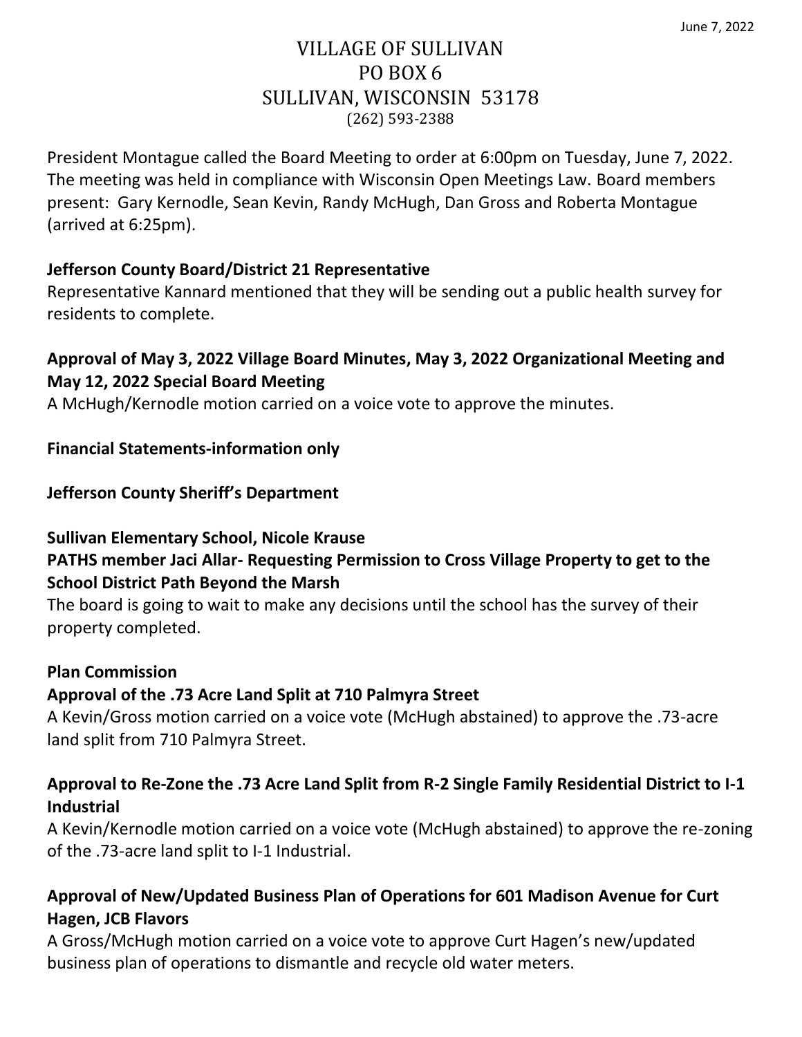June 7, 2022

# VILLAGE OF SULLIVAN
# PO BOX 6
# SULLIVAN, WISCONSIN 53178
(262) 593-2388

President Montague called the Board Meeting to order at 6:00pm on Tuesday, June 7, 2022. The meeting was held in compliance with Wisconsin Open Meetings Law. Board members present: Gary Kernodle, Sean Kevin, Randy McHugh, Dan Gross and Roberta Montague (arrived at 6:25pm).

**Jefferson County Board/District 21 Representative**

Representative Kannard mentioned that they will be sending out a public health survey for residents to complete.

**Approval of May 3, 2022 Village Board Minutes, May 3, 2022 Organizational Meeting and May 12, 2022 Special Board Meeting**

A McHugh/Kernodle motion carried on a voice vote to approve the minutes.

**Financial Statements-information only**

**Jefferson County Sheriff's Department**

**Sullivan Elementary School, Nicole Krause**

**PATHS member Jaci Allar- Requesting Permission to Cross Village Property to get to the School District Path Beyond the Marsh**

The board is going to wait to make any decisions until the school has the survey of their property completed.

**Plan Commission**

**Approval of the .73 Acre Land Split at 710 Palmyra Street**

A Kevin/Gross motion carried on a voice vote (McHugh abstained) to approve the .73-acre land split from 710 Palmyra Street.

**Approval to Re-Zone the .73 Acre Land Split from R-2 Single Family Residential District to I-1 Industrial**

A Kevin/Kernodle motion carried on a voice vote (McHugh abstained) to approve the re-zoning of the .73-acre land split to I-1 Industrial.

**Approval of New/Updated Business Plan of Operations for 601 Madison Avenue for Curt Hagen, JCB Flavors**

A Gross/McHugh motion carried on a voice vote to approve Curt Hagen's new/updated business plan of operations to dismantle and recycle old water meters.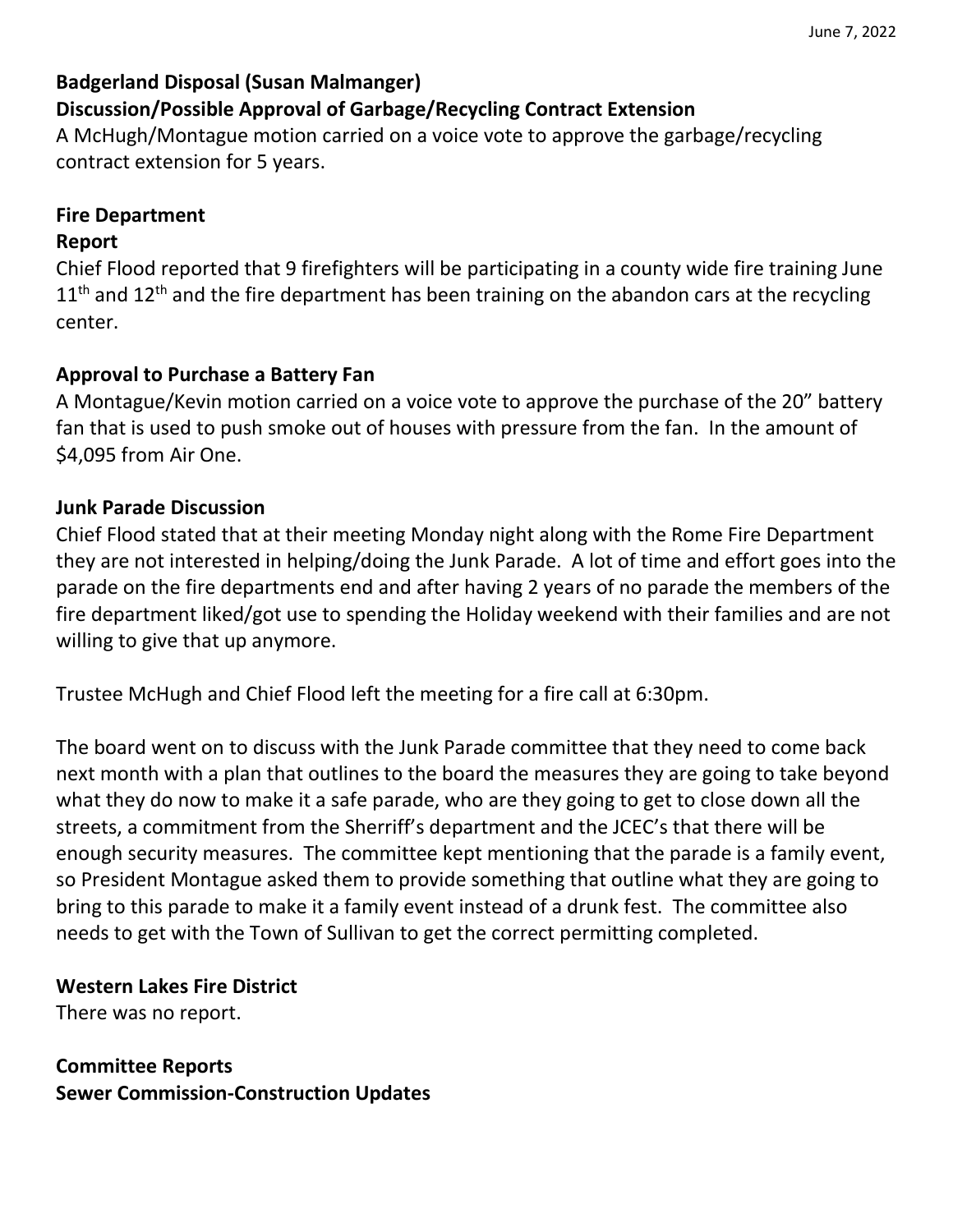**Badgerland Disposal (Susan Malmanger)**

**Discussion/Possible Approval of Garbage/Recycling Contract Extension**

A McHugh/Montague motion carried on a voice vote to approve the garbage/recycling contract extension for 5 years.

**Fire Department**

**Report**

Chief Flood reported that 9 firefighters will be participating in a county wide fire training June 11th and 12th and the fire department has been training on the abandon cars at the recycling center.

**Approval to Purchase a Battery Fan**

A Montague/Kevin motion carried on a voice vote to approve the purchase of the 20" battery fan that is used to push smoke out of houses with pressure from the fan. In the amount of $4,095 from Air One.

**Junk Parade Discussion**

Chief Flood stated that at their meeting Monday night along with the Rome Fire Department they are not interested in helping/doing the Junk Parade. A lot of time and effort goes into the parade on the fire departments end and after having 2 years of no parade the members of the fire department liked/got use to spending the Holiday weekend with their families and are not willing to give that up anymore.

Trustee McHugh and Chief Flood left the meeting for a fire call at 6:30pm.

The board went on to discuss with the Junk Parade committee that they need to come back next month with a plan that outlines to the board the measures they are going to take beyond what they do now to make it a safe parade, who are they going to get to close down all the streets, a commitment from the Sherriff's department and the JCEC's that there will be enough security measures. The committee kept mentioning that the parade is a family event, so President Montague asked them to provide something that outline what they are going to bring to this parade to make it a family event instead of a drunk fest. The committee also needs to get with the Town of Sullivan to get the correct permitting completed.

**Western Lakes Fire District**

There was no report.

**Committee Reports**

**Sewer Commission-Construction Updates**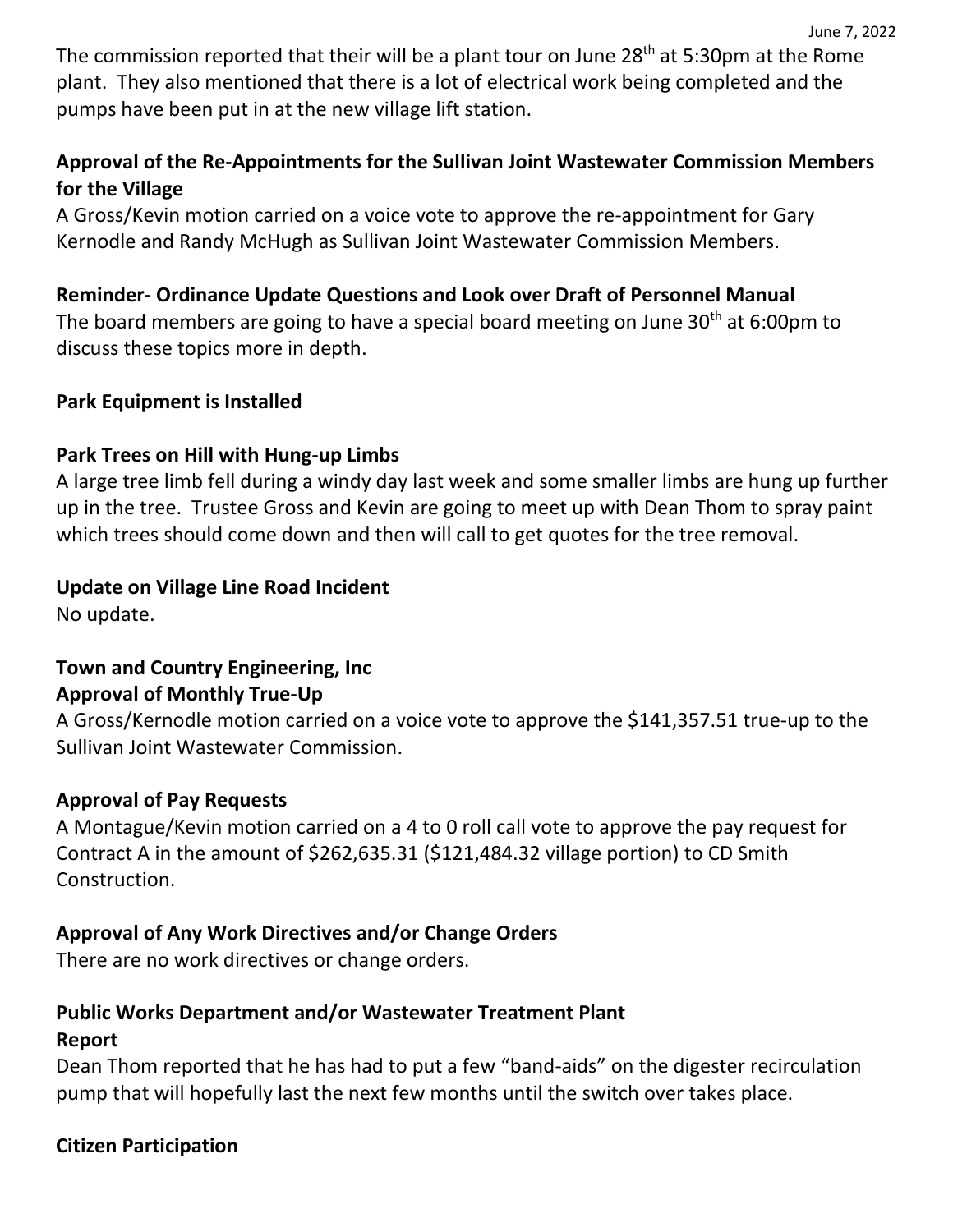The commission reported that their will be a plant tour on June 28th at 5:30pm at the Rome plant. They also mentioned that there is a lot of electrical work being completed and the pumps have been put in at the new village lift station.

**Approval of the Re-Appointments for the Sullivan Joint Wastewater Commission Members for the Village**

A Gross/Kevin motion carried on a voice vote to approve the re-appointment for Gary Kernodle and Randy McHugh as Sullivan Joint Wastewater Commission Members.

**Reminder- Ordinance Update Questions and Look over Draft of Personnel Manual**

The board members are going to have a special board meeting on June 30th at 6:00pm to discuss these topics more in depth.

**Park Equipment is Installed**

**Park Trees on Hill with Hung-up Limbs**

A large tree limb fell during a windy day last week and some smaller limbs are hung up further up in the tree. Trustee Gross and Kevin are going to meet up with Dean Thom to spray paint which trees should come down and then will call to get quotes for the tree removal.

**Update on Village Line Road Incident**

No update.

**Town and Country Engineering, Inc**
**Approval of Monthly True-Up**

A Gross/Kernodle motion carried on a voice vote to approve the $141,357.51 true-up to the Sullivan Joint Wastewater Commission.

**Approval of Pay Requests**

A Montague/Kevin motion carried on a 4 to 0 roll call vote to approve the pay request for Contract A in the amount of $262,635.31 ($121,484.32 village portion) to CD Smith Construction.

**Approval of Any Work Directives and/or Change Orders**

There are no work directives or change orders.

**Public Works Department and/or Wastewater Treatment Plant**
**Report**

Dean Thom reported that he has had to put a few "band-aids" on the digester recirculation pump that will hopefully last the next few months until the switch over takes place.

**Citizen Participation**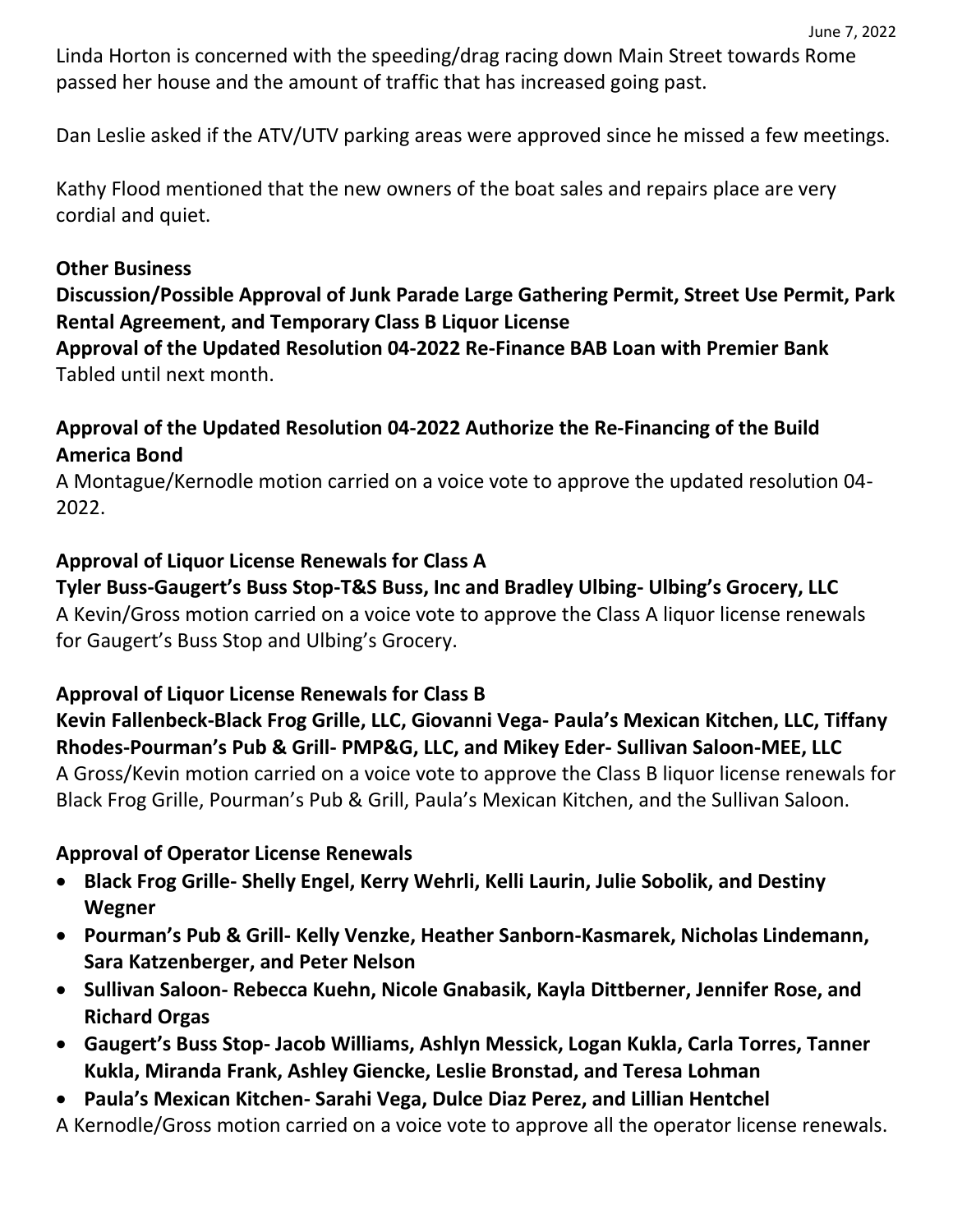Linda Horton is concerned with the speeding/drag racing down Main Street towards Rome passed her house and the amount of traffic that has increased going past.

Dan Leslie asked if the ATV/UTV parking areas were approved since he missed a few meetings.

Kathy Flood mentioned that the new owners of the boat sales and repairs place are very cordial and quiet.

**Other Business**

**Discussion/Possible Approval of Junk Parade Large Gathering Permit, Street Use Permit, Park Rental Agreement, and Temporary Class B Liquor License**

**Approval of the Updated Resolution 04-2022 Re-Finance BAB Loan with Premier Bank**

Tabled until next month.

**Approval of the Updated Resolution 04-2022 Authorize the Re-Financing of the Build America Bond**

A Montague/Kernodle motion carried on a voice vote to approve the updated resolution 04-2022.

**Approval of Liquor License Renewals for Class A**

**Tyler Buss-Gaugert's Buss Stop-T&S Buss, Inc and Bradley Ulbing- Ulbing's Grocery, LLC**

A Kevin/Gross motion carried on a voice vote to approve the Class A liquor license renewals for Gaugert's Buss Stop and Ulbing's Grocery.

**Approval of Liquor License Renewals for Class B**

**Kevin Fallenbeck-Black Frog Grille, LLC, Giovanni Vega- Paula's Mexican Kitchen, LLC, Tiffany Rhodes-Pourman's Pub & Grill- PMP&G, LLC, and Mikey Eder- Sullivan Saloon-MEE, LLC**

A Gross/Kevin motion carried on a voice vote to approve the Class B liquor license renewals for Black Frog Grille, Pourman's Pub & Grill, Paula's Mexican Kitchen, and the Sullivan Saloon.

**Approval of Operator License Renewals**

- **Black Frog Grille- Shelly Engel, Kerry Wehrli, Kelli Laurin, Julie Sobolik, and Destiny Wegner**
- **Pourman's Pub & Grill- Kelly Venzke, Heather Sanborn-Kasmarek, Nicholas Lindemann, Sara Katzenberger, and Peter Nelson**
- **Sullivan Saloon- Rebecca Kuehn, Nicole Gnabasik, Kayla Dittberner, Jennifer Rose, and Richard Orgas**
- **Gaugert's Buss Stop- Jacob Williams, Ashlyn Messick, Logan Kukla, Carla Torres, Tanner Kukla, Miranda Frank, Ashley Giencke, Leslie Bronstad, and Teresa Lohman**
- **Paula's Mexican Kitchen- Sarahi Vega, Dulce Diaz Perez, and Lillian Hentchel**

A Kernodle/Gross motion carried on a voice vote to approve all the operator license renewals.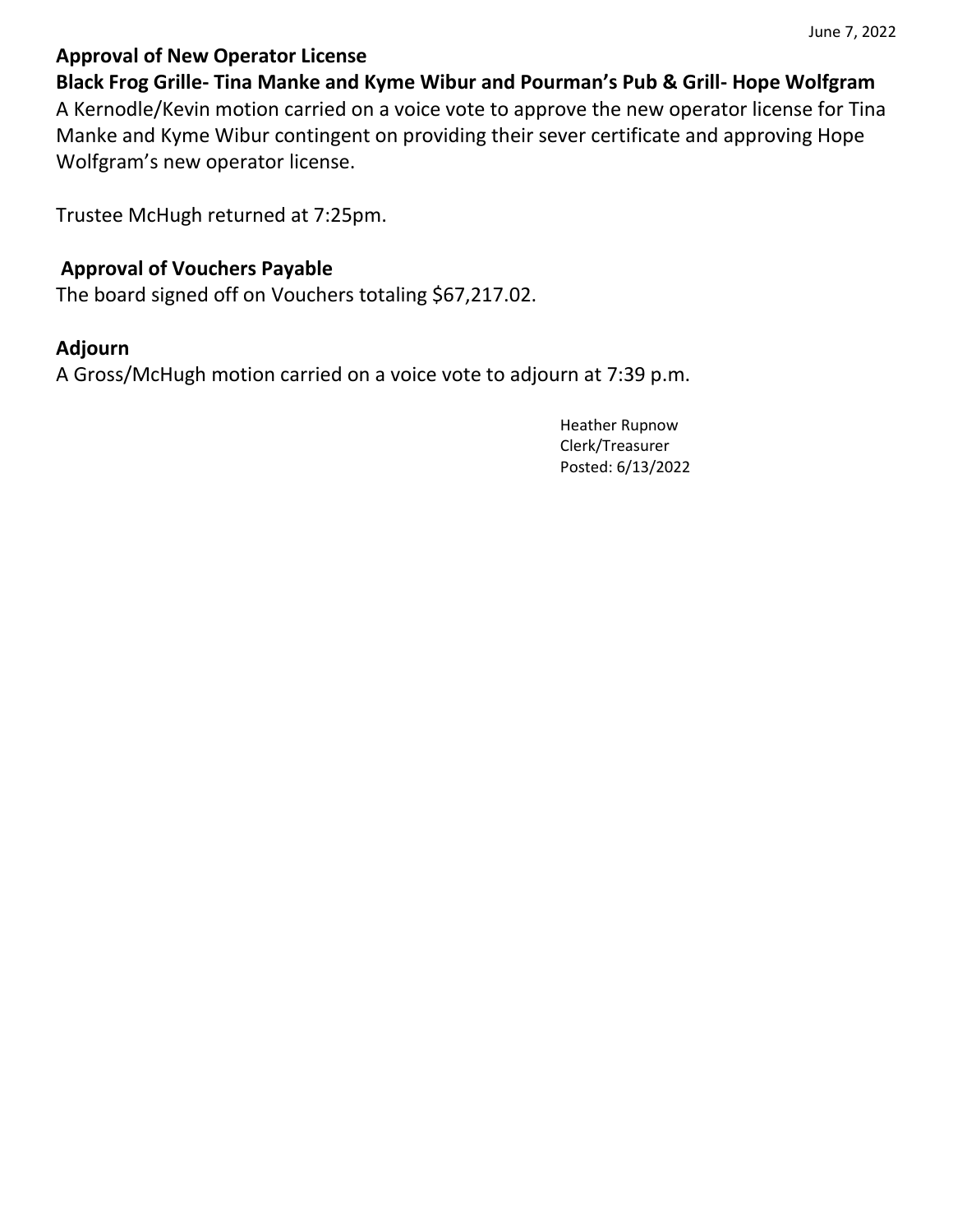## Approval of New Operator License

**Black Frog Grille- Tina Manke and Kyme Wibur and Pourman's Pub & Grill- Hope Wolfgram**

A Kernodle/Kevin motion carried on a voice vote to approve the new operator license for Tina Manke and Kyme Wibur contingent on providing their sever certificate and approving Hope Wolfgram's new operator license.

Trustee McHugh returned at 7:25pm.

## Approval of Vouchers Payable

The board signed off on Vouchers totaling $67,217.02.

## Adjourn

A Gross/McHugh motion carried on a voice vote to adjourn at 7:39 p.m.

Heather Rupnow
Clerk/Treasurer
Posted: 6/13/2022